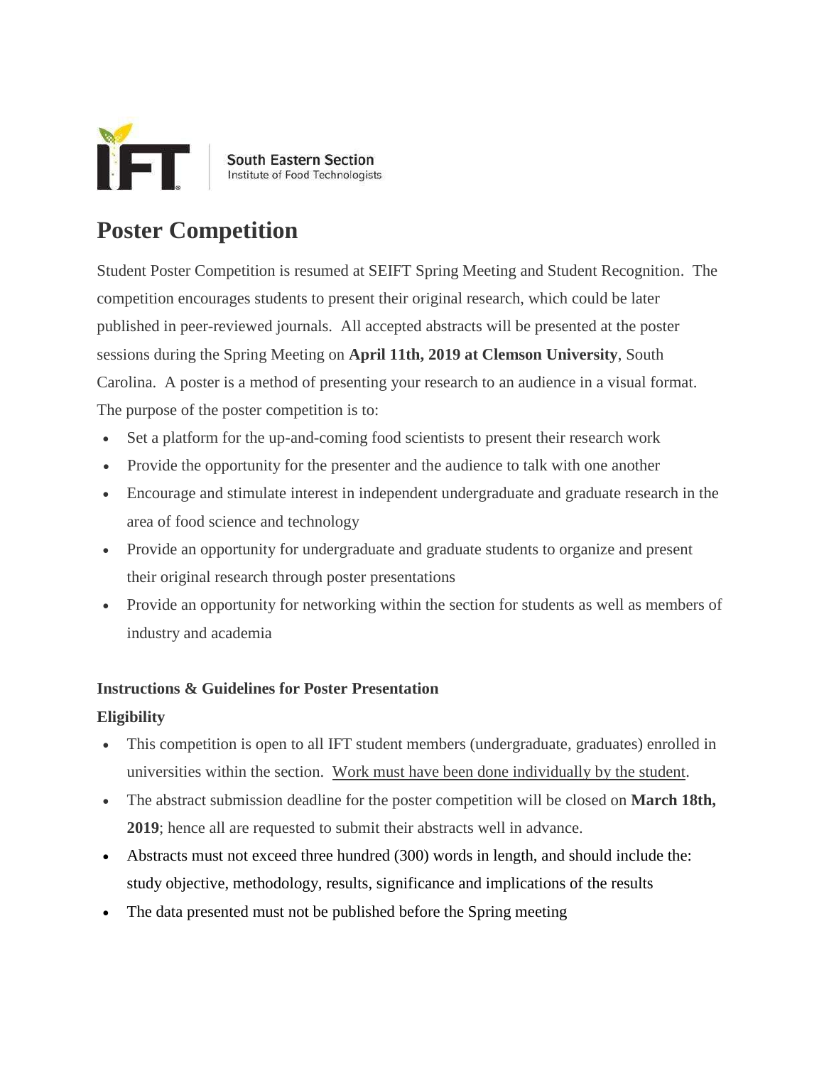South Eastern Section
Institute of Food Technologists

# Poster Competition

Student Poster Competition is resumed at SEIFT Spring Meeting and Student Recognition. The competition encourages students to present their original research, which could be later published in peer-reviewed journals. All accepted abstracts will be presented at the poster sessions during the Spring Meeting on **April 11th, 2019 at Clemson University**, South Carolina. A poster is a method of presenting your research to an audience in a visual format. The purpose of the poster competition is to:

- Set a platform for the up-and-coming food scientists to present their research work
- Provide the opportunity for the presenter and the audience to talk with one another
- Encourage and stimulate interest in independent undergraduate and graduate research in the area of food science and technology
- Provide an opportunity for undergraduate and graduate students to organize and present their original research through poster presentations
- Provide an opportunity for networking within the section for students as well as members of industry and academia

**Instructions & Guidelines for Poster Presentation**

**Eligibility**

- This competition is open to all IFT student members (undergraduate, graduates) enrolled in universities within the section. <u>Work must have been done individually by the student</u>.
- The abstract submission deadline for the poster competition will be closed on **March 18th, 2019**; hence all are requested to submit their abstracts well in advance.
- Abstracts must not exceed three hundred (300) words in length, and should include the: study objective, methodology, results, significance and implications of the results
- The data presented must not be published before the Spring meeting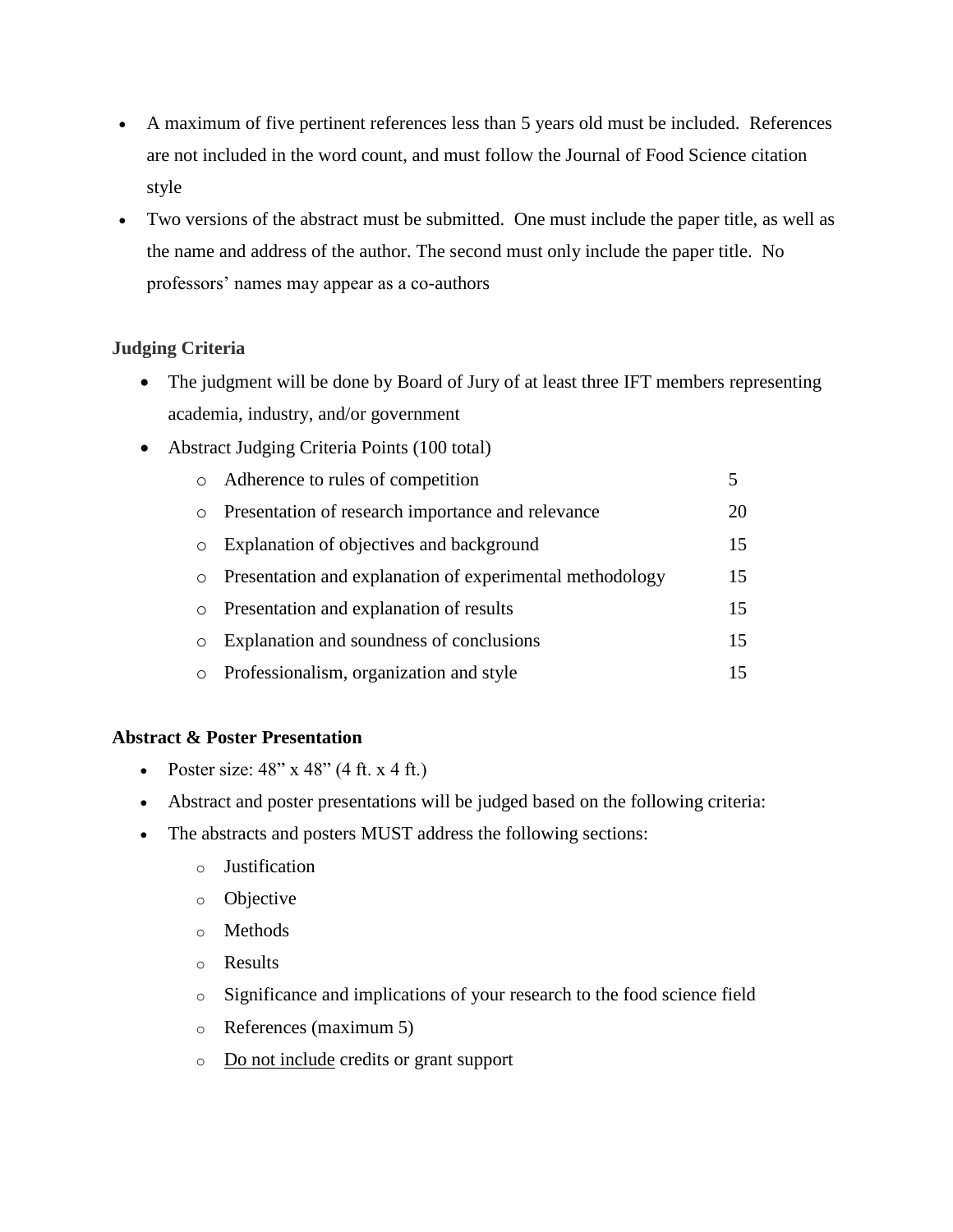- A maximum of five pertinent references less than 5 years old must be included. References are not included in the word count, and must follow the Journal of Food Science citation style
- Two versions of the abstract must be submitted. One must include the paper title, as well as the name and address of the author. The second must only include the paper title. No professors' names may appear as a co-authors

**Judging Criteria**

- The judgment will be done by Board of Jury of at least three IFT members representing academia, industry, and/or government
- Abstract Judging Criteria Points (100 total)

| | |
|---|---|
| Adherence to rules of competition | 5 |
| Presentation of research importance and relevance | 20 |
| Explanation of objectives and background | 15 |
| Presentation and explanation of experimental methodology | 15 |
| Presentation and explanation of results | 15 |
| Explanation and soundness of conclusions | 15 |
| Professionalism, organization and style | 15 |

**Abstract & Poster Presentation**

- Poster size: 48" x 48" (4 ft. x 4 ft.)
- Abstract and poster presentations will be judged based on the following criteria:
- The abstracts and posters MUST address the following sections:
  - Justification
  - Objective
  - Methods
  - Results
  - Significance and implications of your research to the food science field
  - References (maximum 5)
  - <u>Do not include</u> credits or grant support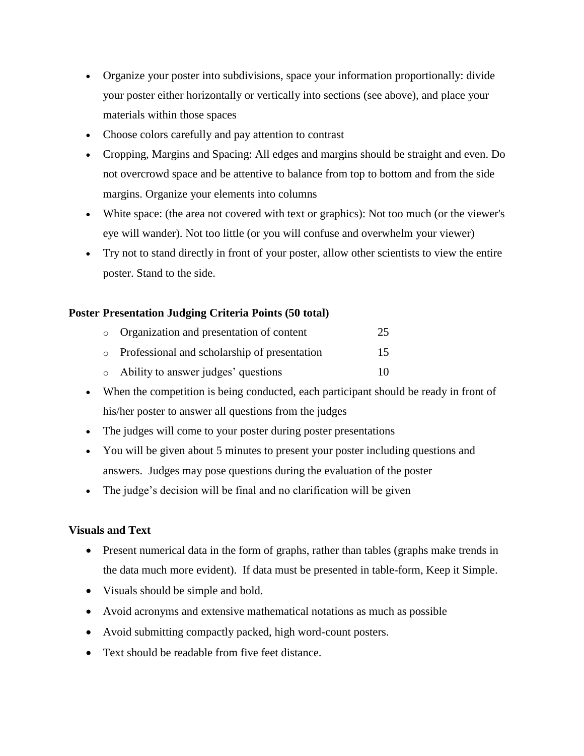- Organize your poster into subdivisions, space your information proportionally: divide your poster either horizontally or vertically into sections (see above), and place your materials within those spaces
- Choose colors carefully and pay attention to contrast
- Cropping, Margins and Spacing: All edges and margins should be straight and even. Do not overcrowd space and be attentive to balance from top to bottom and from the side margins. Organize your elements into columns
- White space: (the area not covered with text or graphics): Not too much (or the viewer's eye will wander). Not too little (or you will confuse and overwhelm your viewer)
- Try not to stand directly in front of your poster, allow other scientists to view the entire poster. Stand to the side.

**Poster Presentation Judging Criteria Points (50 total)**

| | |
|---|---|
| Organization and presentation of content | 25 |
| Professional and scholarship of presentation | 15 |
| Ability to answer judges' questions | 10 |

- When the competition is being conducted, each participant should be ready in front of his/her poster to answer all questions from the judges
- The judges will come to your poster during poster presentations
- You will be given about 5 minutes to present your poster including questions and answers. Judges may pose questions during the evaluation of the poster
- The judge's decision will be final and no clarification will be given

**Visuals and Text**

- Present numerical data in the form of graphs, rather than tables (graphs make trends in the data much more evident). If data must be presented in table-form, Keep it Simple.
- Visuals should be simple and bold.
- Avoid acronyms and extensive mathematical notations as much as possible
- Avoid submitting compactly packed, high word-count posters.
- Text should be readable from five feet distance.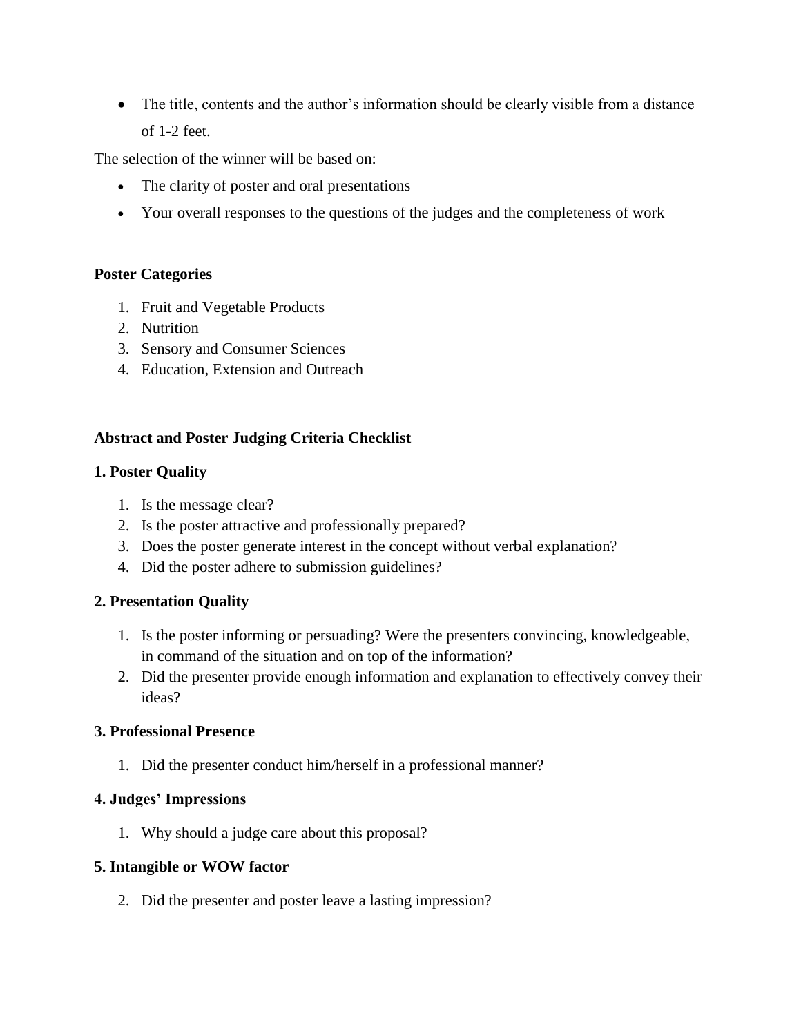- The title, contents and the author's information should be clearly visible from a distance of 1-2 feet.

The selection of the winner will be based on:

- The clarity of poster and oral presentations
- Your overall responses to the questions of the judges and the completeness of work

**Poster Categories**

1. Fruit and Vegetable Products
2. Nutrition
3. Sensory and Consumer Sciences
4. Education, Extension and Outreach

**Abstract and Poster Judging Criteria Checklist**

**1. Poster Quality**

1. Is the message clear?
2. Is the poster attractive and professionally prepared?
3. Does the poster generate interest in the concept without verbal explanation?
4. Did the poster adhere to submission guidelines?

**2. Presentation Quality**

1. Is the poster informing or persuading? Were the presenters convincing, knowledgeable, in command of the situation and on top of the information?
2. Did the presenter provide enough information and explanation to effectively convey their ideas?

**3. Professional Presence**

1. Did the presenter conduct him/herself in a professional manner?

**4. Judges' Impressions**

1. Why should a judge care about this proposal?

**5. Intangible or WOW factor**

2. Did the presenter and poster leave a lasting impression?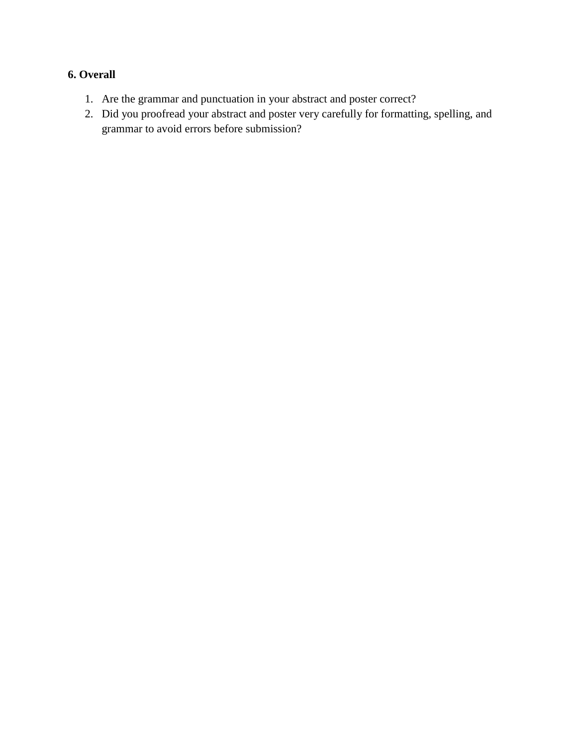**6. Overall**

1. Are the grammar and punctuation in your abstract and poster correct?
2. Did you proofread your abstract and poster very carefully for formatting, spelling, and grammar to avoid errors before submission?